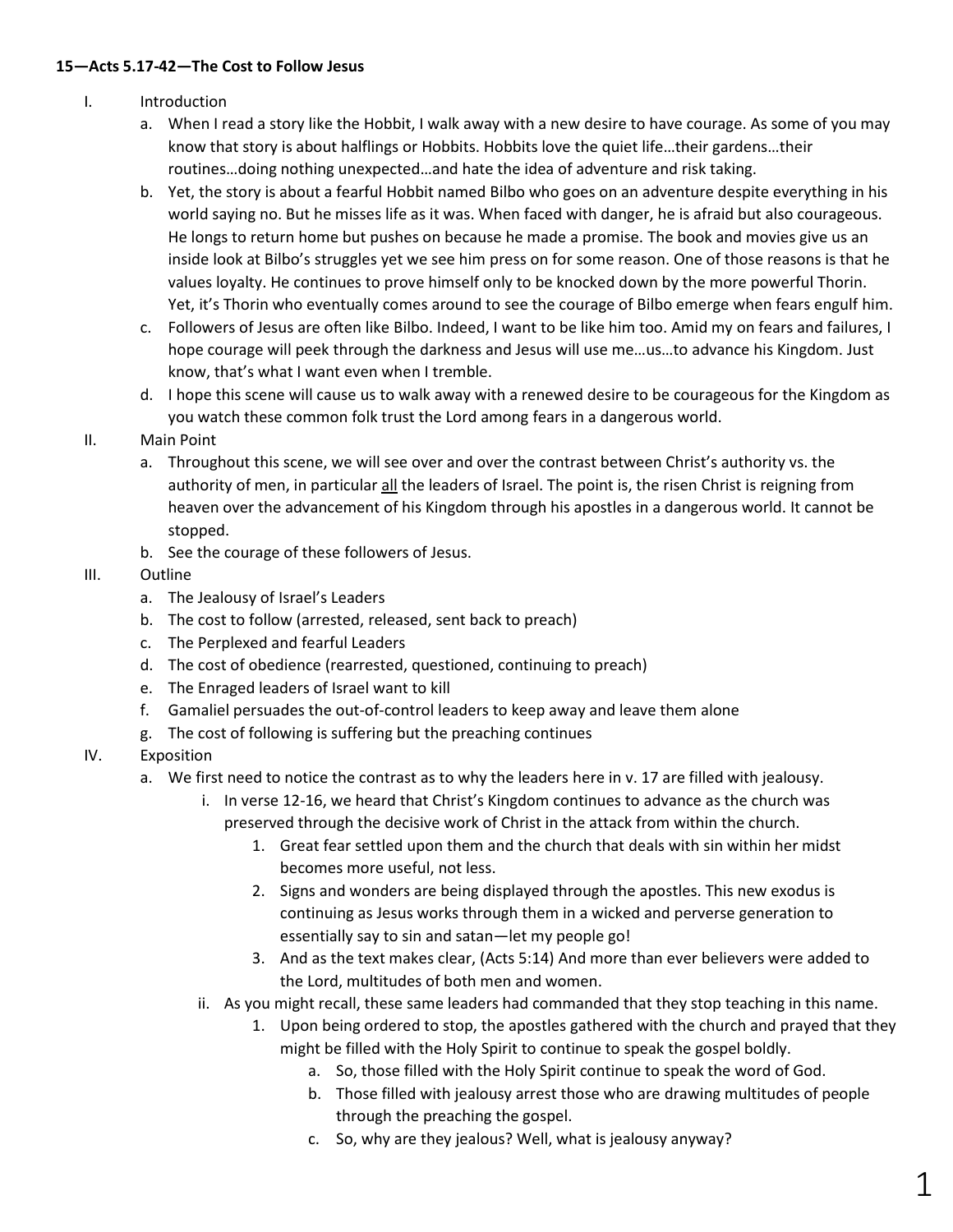**15—Acts 5.17-42—The Cost to Follow Jesus**

I. Introduction
   a. When I read a story like the Hobbit, I walk away with a new desire to have courage. As some of you may know that story is about halflings or Hobbits. Hobbits love the quiet life…their gardens…their routines…doing nothing unexpected…and hate the idea of adventure and risk taking.
   b. Yet, the story is about a fearful Hobbit named Bilbo who goes on an adventure despite everything in his world saying no. But he misses life as it was. When faced with danger, he is afraid but also courageous. He longs to return home but pushes on because he made a promise. The book and movies give us an inside look at Bilbo's struggles yet we see him press on for some reason. One of those reasons is that he values loyalty. He continues to prove himself only to be knocked down by the more powerful Thorin. Yet, it's Thorin who eventually comes around to see the courage of Bilbo emerge when fears engulf him.
   c. Followers of Jesus are often like Bilbo. Indeed, I want to be like him too. Amid my on fears and failures, I hope courage will peek through the darkness and Jesus will use me…us…to advance his Kingdom. Just know, that's what I want even when I tremble.
   d. I hope this scene will cause us to walk away with a renewed desire to be courageous for the Kingdom as you watch these common folk trust the Lord among fears in a dangerous world.

II. Main Point
   a. Throughout this scene, we will see over and over the contrast between Christ's authority vs. the authority of men, in particular <u>all</u> the leaders of Israel. The point is, the risen Christ is reigning from heaven over the advancement of his Kingdom through his apostles in a dangerous world. It cannot be stopped.
   b. See the courage of these followers of Jesus.

III. Outline
   a. The Jealousy of Israel's Leaders
   b. The cost to follow (arrested, released, sent back to preach)
   c. The Perplexed and fearful Leaders
   d. The cost of obedience (rearrested, questioned, continuing to preach)
   e. The Enraged leaders of Israel want to kill
   f. Gamaliel persuades the out-of-control leaders to keep away and leave them alone
   g. The cost of following is suffering but the preaching continues

IV. Exposition
   a. We first need to notice the contrast as to why the leaders here in v. 17 are filled with jealousy.
      i. In verse 12-16, we heard that Christ's Kingdom continues to advance as the church was preserved through the decisive work of Christ in the attack from within the church.
         1. Great fear settled upon them and the church that deals with sin within her midst becomes more useful, not less.
         2. Signs and wonders are being displayed through the apostles. This new exodus is continuing as Jesus works through them in a wicked and perverse generation to essentially say to sin and satan—let my people go!
         3. And as the text makes clear, (Acts 5:14) And more than ever believers were added to the Lord, multitudes of both men and women.
      ii. As you might recall, these same leaders had commanded that they stop teaching in this name.
         1. Upon being ordered to stop, the apostles gathered with the church and prayed that they might be filled with the Holy Spirit to continue to speak the gospel boldly.
            a. So, those filled with the Holy Spirit continue to speak the word of God.
            b. Those filled with jealousy arrest those who are drawing multitudes of people through the preaching the gospel.
            c. So, why are they jealous? Well, what is jealousy anyway?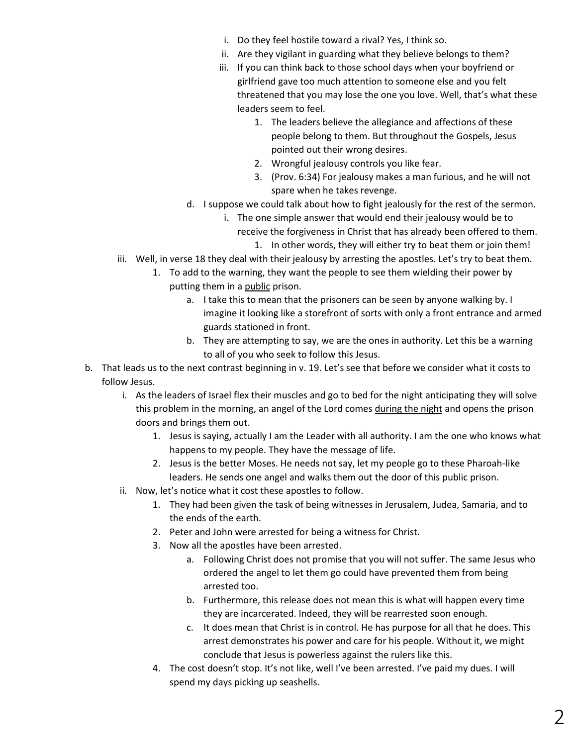- i. Do they feel hostile toward a rival? Yes, I think so.
  - ii. Are they vigilant in guarding what they believe belongs to them?
  - iii. If you can think back to those school days when your boyfriend or girlfriend gave too much attention to someone else and you felt threatened that you may lose the one you love. Well, that's what these leaders seem to feel.
    1. The leaders believe the allegiance and affections of these people belong to them. But throughout the Gospels, Jesus pointed out their wrong desires.
    2. Wrongful jealousy controls you like fear.
    3. (Prov. 6:34) For jealousy makes a man furious, and he will not spare when he takes revenge.
- d. I suppose we could talk about how to fight jealously for the rest of the sermon.
  - i. The one simple answer that would end their jealousy would be to receive the forgiveness in Christ that has already been offered to them.
    1. In other words, they will either try to beat them or join them!

iii. Well, in verse 18 they deal with their jealousy by arresting the apostles. Let's try to beat them.

1. To add to the warning, they want the people to see them wielding their power by putting them in a <u>public</u> prison.
   - a. I take this to mean that the prisoners can be seen by anyone walking by. I imagine it looking like a storefront of sorts with only a front entrance and armed guards stationed in front.
   - b. They are attempting to say, we are the ones in authority. Let this be a warning to all of you who seek to follow this Jesus.

b. That leads us to the next contrast beginning in v. 19. Let's see that before we consider what it costs to follow Jesus.

- i. As the leaders of Israel flex their muscles and go to bed for the night anticipating they will solve this problem in the morning, an angel of the Lord comes <u>during the night</u> and opens the prison doors and brings them out.
  1. Jesus is saying, actually I am the Leader with all authority. I am the one who knows what happens to my people. They have the message of life.
  2. Jesus is the better Moses. He needs not say, let my people go to these Pharoah-like leaders. He sends one angel and walks them out the door of this public prison.
- ii. Now, let's notice what it cost these apostles to follow.
  1. They had been given the task of being witnesses in Jerusalem, Judea, Samaria, and to the ends of the earth.
  2. Peter and John were arrested for being a witness for Christ.
  3. Now all the apostles have been arrested.
     - a. Following Christ does not promise that you will not suffer. The same Jesus who ordered the angel to let them go could have prevented them from being arrested too.
     - b. Furthermore, this release does not mean this is what will happen every time they are incarcerated. Indeed, they will be rearrested soon enough.
     - c. It does mean that Christ is in control. He has purpose for all that he does. This arrest demonstrates his power and care for his people. Without it, we might conclude that Jesus is powerless against the rulers like this.
  4. The cost doesn't stop. It's not like, well I've been arrested. I've paid my dues. I will spend my days picking up seashells.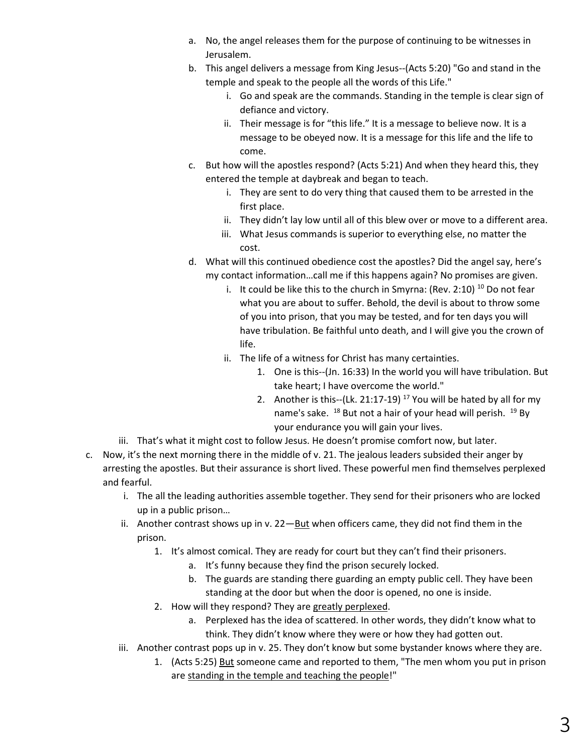a. No, the angel releases them for the purpose of continuing to be witnesses in Jerusalem.
b. This angel delivers a message from King Jesus--(Acts 5:20) "Go and stand in the temple and speak to the people all the words of this Life."
    i. Go and speak are the commands. Standing in the temple is clear sign of defiance and victory.
    ii. Their message is for "this life." It is a message to believe now. It is a message to be obeyed now. It is a message for this life and the life to come.
c. But how will the apostles respond? (Acts 5:21) And when they heard this, they entered the temple at daybreak and began to teach.
    i. They are sent to do very thing that caused them to be arrested in the first place.
    ii. They didn't lay low until all of this blew over or move to a different area.
    iii. What Jesus commands is superior to everything else, no matter the cost.
d. What will this continued obedience cost the apostles? Did the angel say, here's my contact information…call me if this happens again? No promises are given.
    i. It could be like this to the church in Smyrna: (Rev. 2:10) [10] Do not fear what you are about to suffer. Behold, the devil is about to throw some of you into prison, that you may be tested, and for ten days you will have tribulation. Be faithful unto death, and I will give you the crown of life.
    ii. The life of a witness for Christ has many certainties.
        1. One is this--(Jn. 16:33) In the world you will have tribulation. But take heart; I have overcome the world."
        2. Another is this--(Lk. 21:17-19) [17] You will be hated by all for my name's sake. [18] But not a hair of your head will perish. [19] By your endurance you will gain your lives.

iii. That's what it might cost to follow Jesus. He doesn't promise comfort now, but later.

c. Now, it's the next morning there in the middle of v. 21. The jealous leaders subsided their anger by arresting the apostles. But their assurance is short lived. These powerful men find themselves perplexed and fearful.
    i. The all the leading authorities assemble together. They send for their prisoners who are locked up in a public prison…
    ii. Another contrast shows up in v. 22—<u>But</u> when officers came, they did not find them in the prison.
        1. It's almost comical. They are ready for court but they can't find their prisoners.
            a. It's funny because they find the prison securely locked.
            b. The guards are standing there guarding an empty public cell. They have been standing at the door but when the door is opened, no one is inside.
        2. How will they respond? They are <u>greatly perplexed</u>.
            a. Perplexed has the idea of scattered. In other words, they didn't know what to think. They didn't know where they were or how they had gotten out.
    iii. Another contrast pops up in v. 25. They don't know but some bystander knows where they are.
        1. (Acts 5:25) <u>But</u> someone came and reported to them, "The men whom you put in prison are <u>standing in the temple and teaching the people</u>!"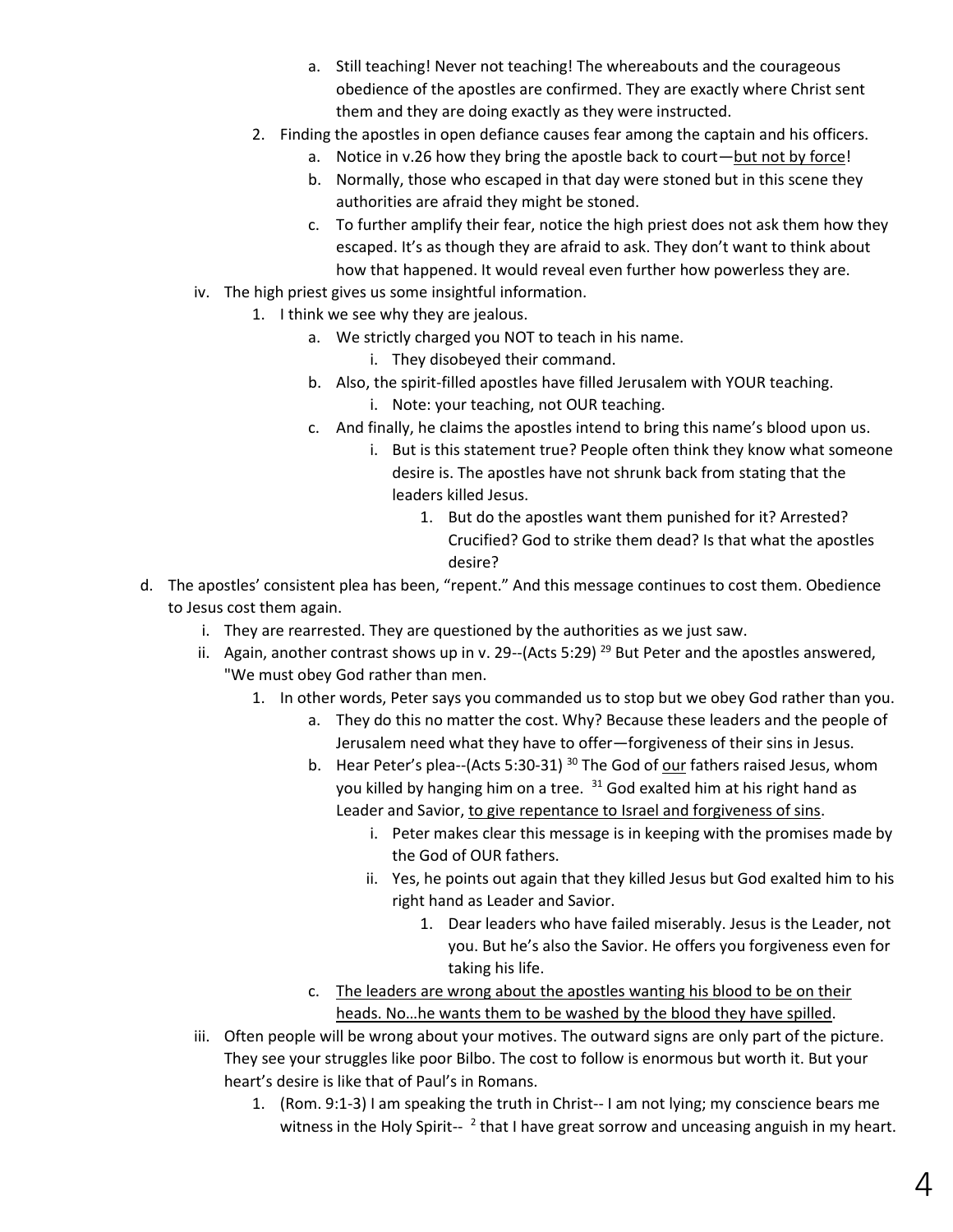- a. Still teaching! Never not teaching! The whereabouts and the courageous obedience of the apostles are confirmed. They are exactly where Christ sent them and they are doing exactly as they were instructed.
    - 2. Finding the apostles in open defiance causes fear among the captain and his officers.
      - a. Notice in v.26 how they bring the apostle back to court—<u>but not by force</u>!
      - b. Normally, those who escaped in that day were stoned but in this scene they authorities are afraid they might be stoned.
      - c. To further amplify their fear, notice the high priest does not ask them how they escaped. It's as though they are afraid to ask. They don't want to think about how that happened. It would reveal even further how powerless they are.
  - iv. The high priest gives us some insightful information.
    - 1. I think we see why they are jealous.
      - a. We strictly charged you NOT to teach in his name.
        - i. They disobeyed their command.
      - b. Also, the spirit-filled apostles have filled Jerusalem with YOUR teaching.
        - i. Note: your teaching, not OUR teaching.
      - c. And finally, he claims the apostles intend to bring this name's blood upon us.
        - i. But is this statement true? People often think they know what someone desire is. The apostles have not shrunk back from stating that the leaders killed Jesus.
          - 1. But do the apostles want them punished for it? Arrested? Crucified? God to strike them dead? Is that what the apostles desire?
- d. The apostles' consistent plea has been, "repent." And this message continues to cost them. Obedience to Jesus cost them again.
  - i. They are rearrested. They are questioned by the authorities as we just saw.
  - ii. Again, another contrast shows up in v. 29--(Acts 5:29) [29] But Peter and the apostles answered, "We must obey God rather than men.
    - 1. In other words, Peter says you commanded us to stop but we obey God rather than you.
      - a. They do this no matter the cost. Why? Because these leaders and the people of Jerusalem need what they have to offer—forgiveness of their sins in Jesus.
      - b. Hear Peter's plea--(Acts 5:30-31) [30] The God of <u>our</u> fathers raised Jesus, whom you killed by hanging him on a tree. [31] God exalted him at his right hand as Leader and Savior, <u>to give repentance to Israel and forgiveness of sins</u>.
        - i. Peter makes clear this message is in keeping with the promises made by the God of OUR fathers.
        - ii. Yes, he points out again that they killed Jesus but God exalted him to his right hand as Leader and Savior.
          - 1. Dear leaders who have failed miserably. Jesus is the Leader, not you. But he's also the Savior. He offers you forgiveness even for taking his life.
      - c. <u>The leaders are wrong about the apostles wanting his blood to be on their heads. No…he wants them to be washed by the blood they have spilled</u>.
  - iii. Often people will be wrong about your motives. The outward signs are only part of the picture. They see your struggles like poor Bilbo. The cost to follow is enormous but worth it. But your heart's desire is like that of Paul's in Romans.
    - 1. (Rom. 9:1-3) I am speaking the truth in Christ-- I am not lying; my conscience bears me witness in the Holy Spirit-- [2] that I have great sorrow and unceasing anguish in my heart.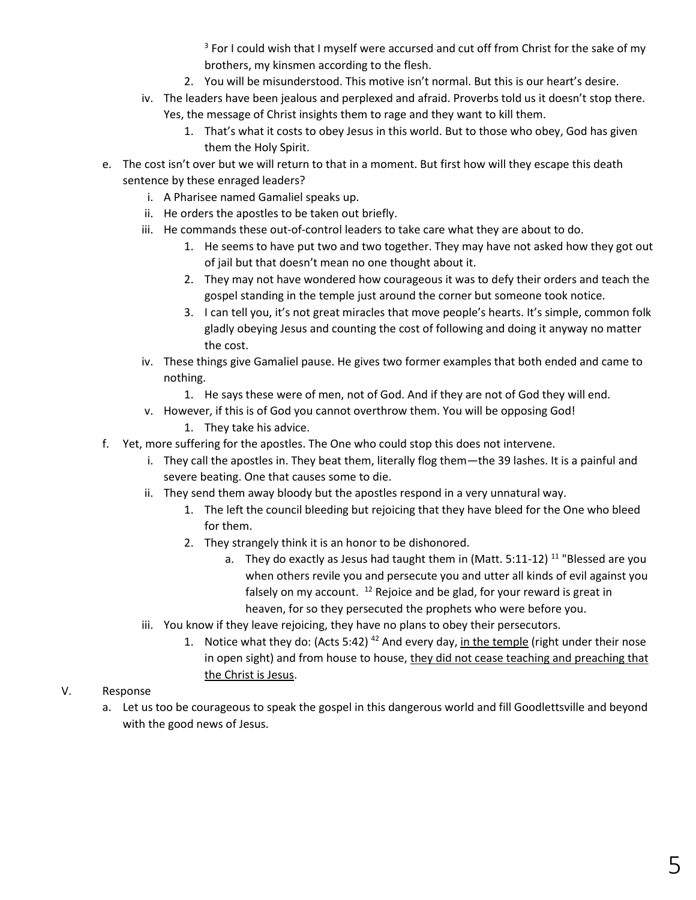[3] For I could wish that I myself were accursed and cut off from Christ for the sake of my brothers, my kinsmen according to the flesh.

2. You will be misunderstood. This motive isn't normal. But this is our heart's desire.

iv. The leaders have been jealous and perplexed and afraid. Proverbs told us it doesn't stop there. Yes, the message of Christ insights them to rage and they want to kill them.

1. That's what it costs to obey Jesus in this world. But to those who obey, God has given them the Holy Spirit.

e. The cost isn't over but we will return to that in a moment. But first how will they escape this death sentence by these enraged leaders?

i. A Pharisee named Gamaliel speaks up.

ii. He orders the apostles to be taken out briefly.

iii. He commands these out-of-control leaders to take care what they are about to do.

1. He seems to have put two and two together. They may have not asked how they got out of jail but that doesn't mean no one thought about it.
2. They may not have wondered how courageous it was to defy their orders and teach the gospel standing in the temple just around the corner but someone took notice.
3. I can tell you, it's not great miracles that move people's hearts. It's simple, common folk gladly obeying Jesus and counting the cost of following and doing it anyway no matter the cost.

iv. These things give Gamaliel pause. He gives two former examples that both ended and came to nothing.

1. He says these were of men, not of God. And if they are not of God they will end.

v. However, if this is of God you cannot overthrow them. You will be opposing God!

1. They take his advice.

f. Yet, more suffering for the apostles. The One who could stop this does not intervene.

i. They call the apostles in. They beat them, literally flog them—the 39 lashes. It is a painful and severe beating. One that causes some to die.

ii. They send them away bloody but the apostles respond in a very unnatural way.

1. The left the council bleeding but rejoicing that they have bleed for the One who bleed for them.
2. They strangely think it is an honor to be dishonored.
   a. They do exactly as Jesus had taught them in (Matt. 5:11-12) [11] "Blessed are you when others revile you and persecute you and utter all kinds of evil against you falsely on my account. [12] Rejoice and be glad, for your reward is great in heaven, for so they persecuted the prophets who were before you.

iii. You know if they leave rejoicing, they have no plans to obey their persecutors.

1. Notice what they do: (Acts 5:42) [42] And every day, <u>in the temple</u> (right under their nose in open sight) and from house to house, <u>they did not cease teaching and preaching that the Christ is Jesus</u>.

V. Response

a. Let us too be courageous to speak the gospel in this dangerous world and fill Goodlettsville and beyond with the good news of Jesus.